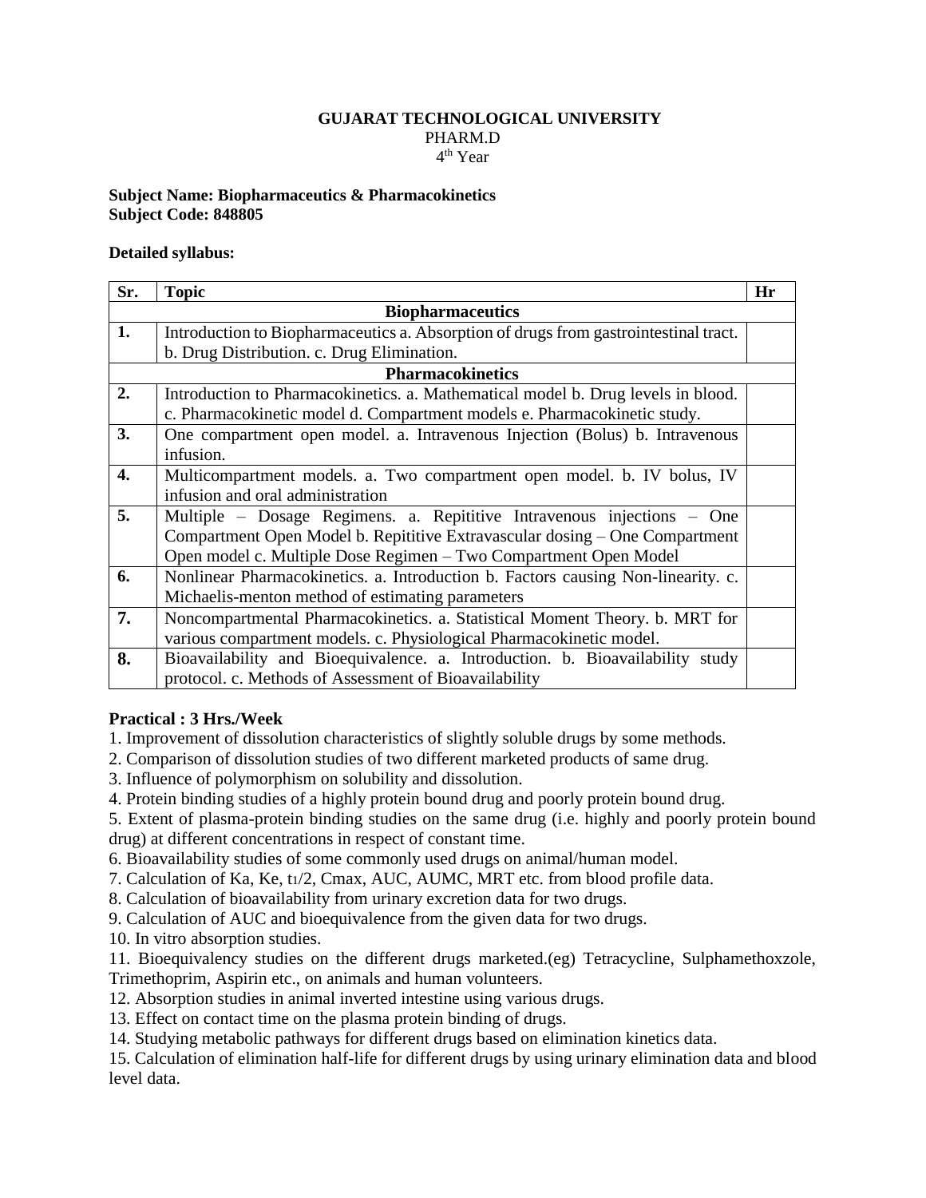**GUJARAT TECHNOLOGICAL UNIVERSITY**
PHARM.D
$4^{th}$ Year

**Subject Name: Biopharmaceutics & Pharmacokinetics**
**Subject Code: 848805**

**Detailed syllabus:**

| Sr. | Topic | Hr |
|---|---|---|
| | **Biopharmaceutics** | |
| **1.** | Introduction to Biopharmaceutics a. Absorption of drugs from gastrointestinal tract. b. Drug Distribution. c. Drug Elimination. | |
| | **Pharmacokinetics** | |
| **2.** | Introduction to Pharmacokinetics. a. Mathematical model b. Drug levels in blood. c. Pharmacokinetic model d. Compartment models e. Pharmacokinetic study. | |
| **3.** | One compartment open model. a. Intravenous Injection (Bolus) b. Intravenous infusion. | |
| **4.** | Multicompartment models. a. Two compartment open model. b. IV bolus, IV infusion and oral administration | |
| **5.** | Multiple – Dosage Regimens. a. Repititive Intravenous injections – One Compartment Open Model b. Repititive Extravascular dosing – One Compartment Open model c. Multiple Dose Regimen – Two Compartment Open Model | |
| **6.** | Nonlinear Pharmacokinetics. a. Introduction b. Factors causing Non-linearity. c. Michaelis-menton method of estimating parameters | |
| **7.** | Noncompartmental Pharmacokinetics. a. Statistical Moment Theory. b. MRT for various compartment models. c. Physiological Pharmacokinetic model. | |
| **8.** | Bioavailability and Bioequivalence. a. Introduction. b. Bioavailability study protocol. c. Methods of Assessment of Bioavailability | |

**Practical : 3 Hrs./Week**

1. Improvement of dissolution characteristics of slightly soluble drugs by some methods.
2. Comparison of dissolution studies of two different marketed products of same drug.
3. Influence of polymorphism on solubility and dissolution.
4. Protein binding studies of a highly protein bound drug and poorly protein bound drug.
5. Extent of plasma-protein binding studies on the same drug (i.e. highly and poorly protein bound drug) at different concentrations in respect of constant time.
6. Bioavailability studies of some commonly used drugs on animal/human model.
7. Calculation of Ka, Ke, $t_{1}/2$, Cmax, AUC, AUMC, MRT etc. from blood profile data.
8. Calculation of bioavailability from urinary excretion data for two drugs.
9. Calculation of AUC and bioequivalence from the given data for two drugs.
10. In vitro absorption studies.
11. Bioequivalency studies on the different drugs marketed.(eg) Tetracycline, Sulphamethoxzole, Trimethoprim, Aspirin etc., on animals and human volunteers.
12. Absorption studies in animal inverted intestine using various drugs.
13. Effect on contact time on the plasma protein binding of drugs.
14. Studying metabolic pathways for different drugs based on elimination kinetics data.
15. Calculation of elimination half-life for different drugs by using urinary elimination data and blood level data.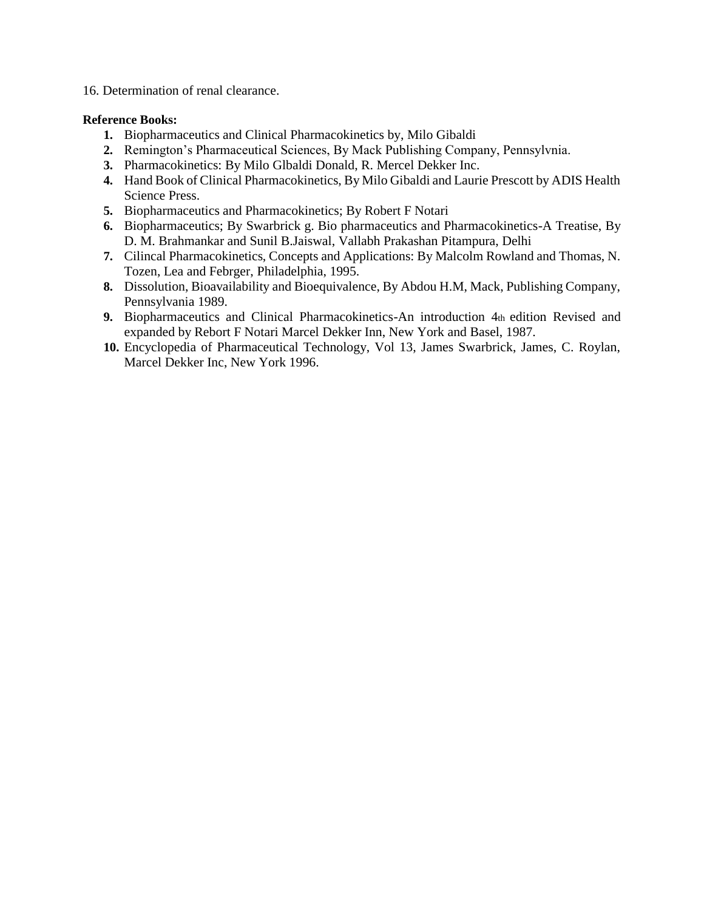16. Determination of renal clearance.

**Reference Books:**

1. Biopharmaceutics and Clinical Pharmacokinetics by, Milo Gibaldi
2. Remington's Pharmaceutical Sciences, By Mack Publishing Company, Pennsylvnia.
3. Pharmacokinetics: By Milo Glbaldi Donald, R. Mercel Dekker Inc.
4. Hand Book of Clinical Pharmacokinetics, By Milo Gibaldi and Laurie Prescott by ADIS Health Science Press.
5. Biopharmaceutics and Pharmacokinetics; By Robert F Notari
6. Biopharmaceutics; By Swarbrick g. Bio pharmaceutics and Pharmacokinetics-A Treatise, By D. M. Brahmankar and Sunil B.Jaiswal, Vallabh Prakashan Pitampura, Delhi
7. Cilincal Pharmacokinetics, Concepts and Applications: By Malcolm Rowland and Thomas, N. Tozen, Lea and Febrger, Philadelphia, 1995.
8. Dissolution, Bioavailability and Bioequivalence, By Abdou H.M, Mack, Publishing Company, Pennsylvania 1989.
9. Biopharmaceutics and Clinical Pharmacokinetics-An introduction 4th edition Revised and expanded by Rebort F Notari Marcel Dekker Inn, New York and Basel, 1987.
10. Encyclopedia of Pharmaceutical Technology, Vol 13, James Swarbrick, James, C. Roylan, Marcel Dekker Inc, New York 1996.